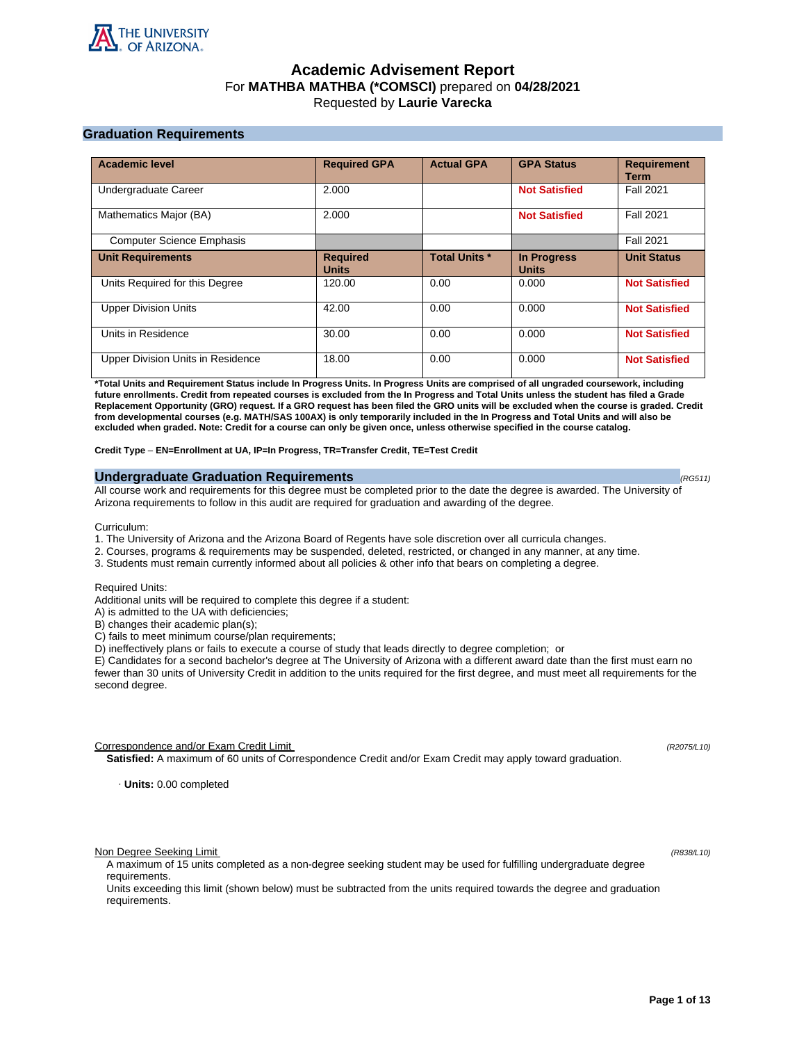THE UNIVERSITY OF ARIZONA

# Academic Advisement Report

For **MATHBA MATHBA (*COMSCI)** prepared on **04/28/2021**
Requested by **Laurie Varecka**

## Graduation Requirements

| Academic level | Required GPA | Actual GPA | GPA Status | Requirement Term |
|---|---|---|---|---|
| Undergraduate Career | 2.000 | | **Not Satisfied** | Fall 2021 |
| Mathematics Major (BA) | 2.000 | | **Not Satisfied** | Fall 2021 |
| Computer Science Emphasis | | | | Fall 2021 |
| **Unit Requirements** | **Required Units** | **Total Units *** | **In Progress Units** | **Unit Status** |
| Units Required for this Degree | 120.00 | 0.00 | 0.000 | **Not Satisfied** |
| Upper Division Units | 42.00 | 0.00 | 0.000 | **Not Satisfied** |
| Units in Residence | 30.00 | 0.00 | 0.000 | **Not Satisfied** |
| Upper Division Units in Residence | 18.00 | 0.00 | 0.000 | **Not Satisfied** |

***Total Units and Requirement Status include In Progress Units. In Progress Units are comprised of all ungraded coursework, including future enrollments. Credit from repeated courses is excluded from the In Progress and Total Units unless the student has filed a Grade Replacement Opportunity (GRO) request. If a GRO request has been filed the GRO units will be excluded when the course is graded. Credit from developmental courses (e.g. MATH/SAS 100AX) is only temporarily included in the In Progress and Total Units and will also be excluded when graded. Note: Credit for a course can only be given once, unless otherwise specified in the course catalog.**

**Credit Type – EN=Enrollment at UA, IP=In Progress, TR=Transfer Credit, TE=Test Credit**

## Undergraduate Graduation Requirements

*(RG511)*

All course work and requirements for this degree must be completed prior to the date the degree is awarded. The University of Arizona requirements to follow in this audit are required for graduation and awarding of the degree.

Curriculum:

1. The University of Arizona and the Arizona Board of Regents have sole discretion over all curricula changes.
2. Courses, programs & requirements may be suspended, deleted, restricted, or changed in any manner, at any time.
3. Students must remain currently informed about all policies & other info that bears on completing a degree.

Required Units:
Additional units will be required to complete this degree if a student:
A) is admitted to the UA with deficiencies;
B) changes their academic plan(s);
C) fails to meet minimum course/plan requirements;
D) ineffectively plans or fails to execute a course of study that leads directly to degree completion; or
E) Candidates for a second bachelor's degree at The University of Arizona with a different award date than the first must earn no fewer than 30 units of University Credit in addition to the units required for the first degree, and must meet all requirements for the second degree.

Correspondence and/or Exam Credit Limit *(R2075/L10)*

**Satisfied:** A maximum of 60 units of Correspondence Credit and/or Exam Credit may apply toward graduation.

· **Units:** 0.00 completed

Non Degree Seeking Limit *(R838/L10)*

A maximum of 15 units completed as a non-degree seeking student may be used for fulfilling undergraduate degree requirements.
Units exceeding this limit (shown below) must be subtracted from the units required towards the degree and graduation requirements.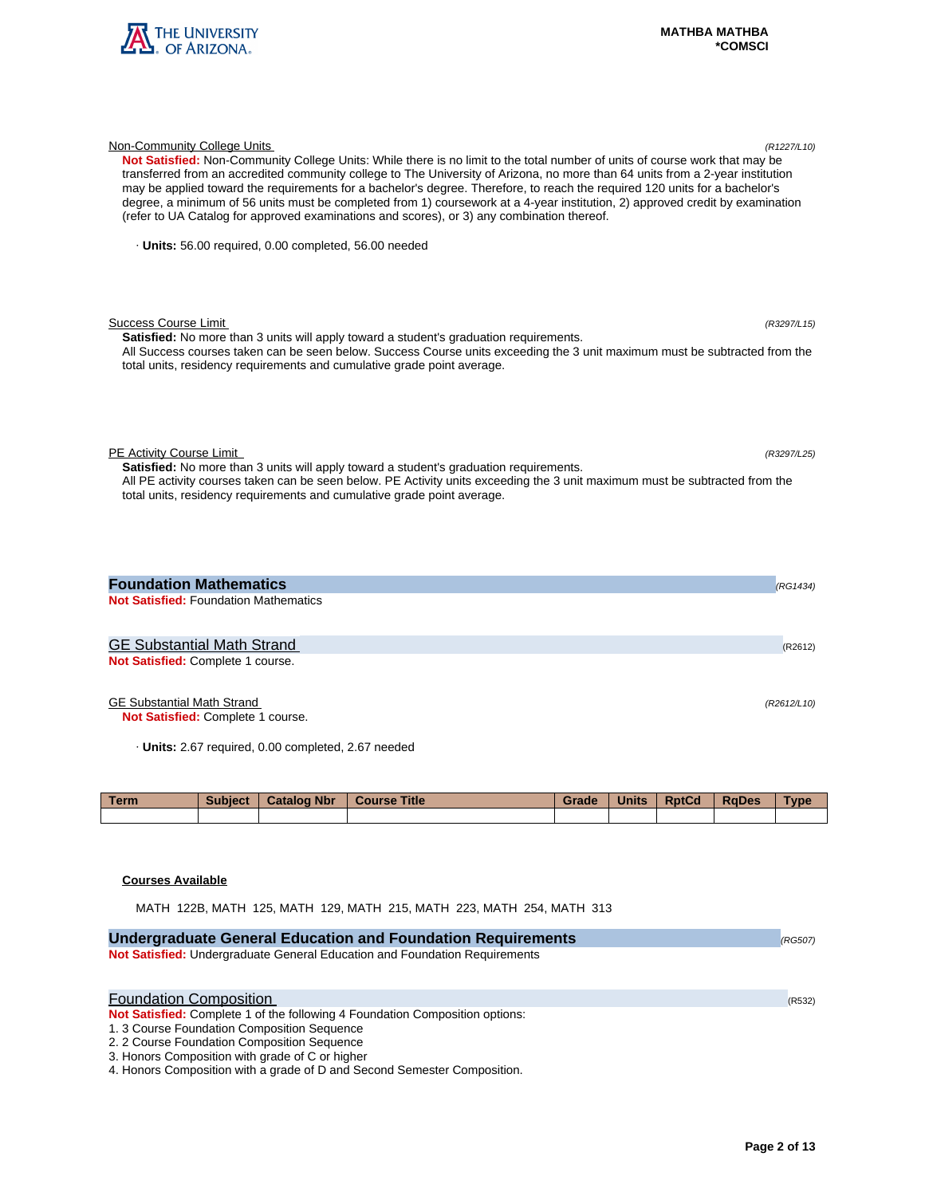Non-Community College Units (R1227/L10)

**Not Satisfied:** Non-Community College Units: While there is no limit to the total number of units of course work that may be transferred from an accredited community college to The University of Arizona, no more than 64 units from a 2-year institution may be applied toward the requirements for a bachelor's degree. Therefore, to reach the required 120 units for a bachelor's degree, a minimum of 56 units must be completed from 1) coursework at a 4-year institution, 2) approved credit by examination (refer to UA Catalog for approved examinations and scores), or 3) any combination thereof.

· **Units:** 56.00 required, 0.00 completed, 56.00 needed

Success Course Limit (R3297/L15)

**Satisfied:** No more than 3 units will apply toward a student's graduation requirements.
All Success courses taken can be seen below. Success Course units exceeding the 3 unit maximum must be subtracted from the total units, residency requirements and cumulative grade point average.

PE Activity Course Limit (R3297/L25)

**Satisfied:** No more than 3 units will apply toward a student's graduation requirements.
All PE activity courses taken can be seen below. PE Activity units exceeding the 3 unit maximum must be subtracted from the total units, residency requirements and cumulative grade point average.

## Foundation Mathematics (RG1434)

**Not Satisfied:** Foundation Mathematics

### GE Substantial Math Strand (R2612)

**Not Satisfied:** Complete 1 course.

GE Substantial Math Strand (R2612/L10)

**Not Satisfied:** Complete 1 course.

· **Units:** 2.67 required, 0.00 completed, 2.67 needed

| Term | Subject | Catalog Nbr | Course Title | Grade | Units | RptCd | RqDes | Type |
|---|---|---|---|---|---|---|---|---|
| | | | | | | | | |

**Courses Available**

MATH 122B, MATH 125, MATH 129, MATH 215, MATH 223, MATH 254, MATH 313

## Undergraduate General Education and Foundation Requirements (RG507)

**Not Satisfied:** Undergraduate General Education and Foundation Requirements

### Foundation Composition (R532)

**Not Satisfied:** Complete 1 of the following 4 Foundation Composition options:

1. 3 Course Foundation Composition Sequence
2. 2 Course Foundation Composition Sequence
3. Honors Composition with grade of C or higher
4. Honors Composition with a grade of D and Second Semester Composition.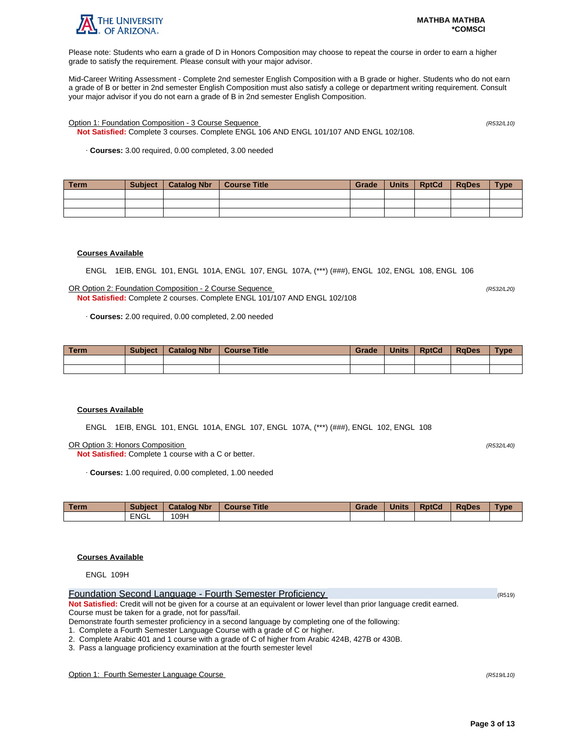Please note: Students who earn a grade of D in Honors Composition may choose to repeat the course in order to earn a higher grade to satisfy the requirement. Please consult with your major advisor.

Mid-Career Writing Assessment - Complete 2nd semester English Composition with a B grade or higher. Students who do not earn a grade of B or better in 2nd semester English Composition must also satisfy a college or department writing requirement. Consult your major advisor if you do not earn a grade of B in 2nd semester English Composition.

Option 1: Foundation Composition - 3 Course Sequence *(R532/L10)*

**Not Satisfied:** Complete 3 courses. Complete ENGL 106 AND ENGL 101/107 AND ENGL 102/108.

· **Courses:** 3.00 required, 0.00 completed, 3.00 needed

| Term | Subject | Catalog Nbr | Course Title | Grade | Units | RptCd | RqDes | Type |
|---|---|---|---|---|---|---|---|---|
| | | | | | | | | |
| | | | | | | | | |
| | | | | | | | | |

**Courses Available**

ENGL 1EIB, ENGL 101, ENGL 101A, ENGL 107, ENGL 107A, (***) (###), ENGL 102, ENGL 108, ENGL 106

OR Option 2: Foundation Composition - 2 Course Sequence *(R532/L20)*

**Not Satisfied:** Complete 2 courses. Complete ENGL 101/107 AND ENGL 102/108

· **Courses:** 2.00 required, 0.00 completed, 2.00 needed

| Term | Subject | Catalog Nbr | Course Title | Grade | Units | RptCd | RqDes | Type |
|---|---|---|---|---|---|---|---|---|
| | | | | | | | | |
| | | | | | | | | |

**Courses Available**

ENGL 1EIB, ENGL 101, ENGL 101A, ENGL 107, ENGL 107A, (***) (###), ENGL 102, ENGL 108

OR Option 3: Honors Composition *(R532/L40)*

**Not Satisfied:** Complete 1 course with a C or better.

· **Courses:** 1.00 required, 0.00 completed, 1.00 needed

| Term | Subject | Catalog Nbr | Course Title | Grade | Units | RptCd | RqDes | Type |
|---|---|---|---|---|---|---|---|---|
| | ENGL | 109H | | | | | | |

**Courses Available**

ENGL 109H

## Foundation Second Language - Fourth Semester Proficiency (R519)

**Not Satisfied:** Credit will not be given for a course at an equivalent or lower level than prior language credit earned.
Course must be taken for a grade, not for pass/fail.
Demonstrate fourth semester proficiency in a second language by completing one of the following:

1. Complete a Fourth Semester Language Course with a grade of C or higher.
2. Complete Arabic 401 and 1 course with a grade of C of higher from Arabic 424B, 427B or 430B.
3. Pass a language proficiency examination at the fourth semester level

Option 1: Fourth Semester Language Course *(R519/L10)*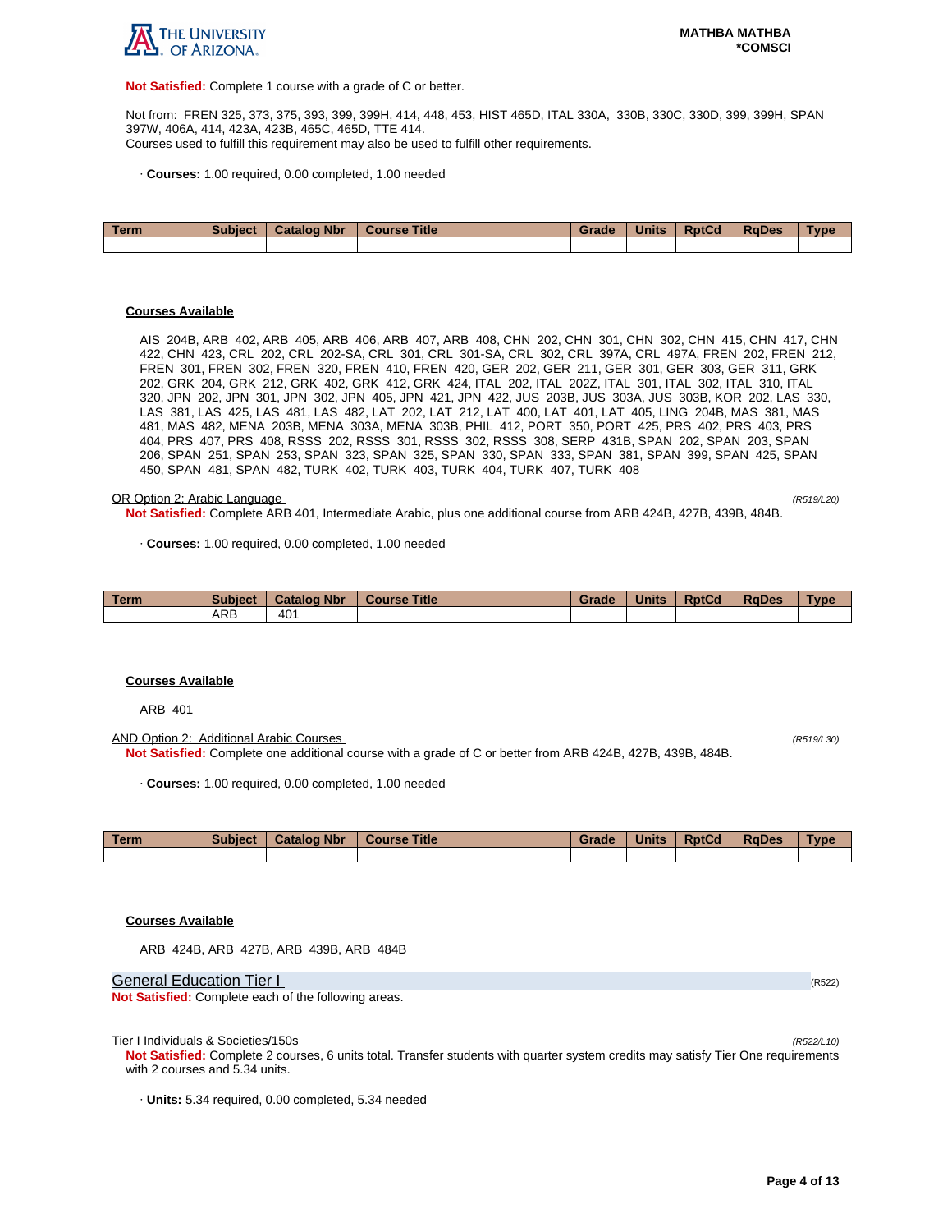**Not Satisfied:** Complete 1 course with a grade of C or better.

Not from: FREN 325, 373, 375, 393, 399, 399H, 414, 448, 453, HIST 465D, ITAL 330A, 330B, 330C, 330D, 399, 399H, SPAN 397W, 406A, 414, 423A, 423B, 465C, 465D, TTE 414.
Courses used to fulfill this requirement may also be used to fulfill other requirements.

· **Courses:** 1.00 required, 0.00 completed, 1.00 needed

| Term | Subject | Catalog Nbr | Course Title | Grade | Units | RptCd | RqDes | Type |
|---|---|---|---|---|---|---|---|---|
| | | | | | | | | |

**Courses Available**

AIS 204B, ARB 402, ARB 405, ARB 406, ARB 407, ARB 408, CHN 202, CHN 301, CHN 302, CHN 415, CHN 417, CHN 422, CHN 423, CRL 202, CRL 202-SA, CRL 301, CRL 301-SA, CRL 302, CRL 397A, CRL 497A, FREN 202, FREN 212, FREN 301, FREN 302, FREN 320, FREN 410, FREN 420, GER 202, GER 211, GER 301, GER 303, GER 311, GRK 202, GRK 204, GRK 212, GRK 402, GRK 412, GRK 424, ITAL 202, ITAL 202Z, ITAL 301, ITAL 302, ITAL 310, ITAL 320, JPN 202, JPN 301, JPN 302, JPN 405, JPN 421, JPN 422, JUS 203B, JUS 303A, JUS 303B, KOR 202, LAS 330, LAS 381, LAS 425, LAS 481, LAS 482, LAT 202, LAT 212, LAT 400, LAT 401, LAT 405, LING 204B, MAS 381, MAS 481, MAS 482, MENA 203B, MENA 303A, MENA 303B, PHIL 412, PORT 350, PORT 425, PRS 402, PRS 403, PRS 404, PRS 407, PRS 408, RSSS 202, RSSS 301, RSSS 302, RSSS 308, SERP 431B, SPAN 202, SPAN 203, SPAN 206, SPAN 251, SPAN 253, SPAN 323, SPAN 325, SPAN 330, SPAN 333, SPAN 381, SPAN 399, SPAN 425, SPAN 450, SPAN 481, SPAN 482, TURK 402, TURK 403, TURK 404, TURK 407, TURK 408

OR Option 2: Arabic Language *(R519/L20)*

**Not Satisfied:** Complete ARB 401, Intermediate Arabic, plus one additional course from ARB 424B, 427B, 439B, 484B.

· **Courses:** 1.00 required, 0.00 completed, 1.00 needed

| Term | Subject | Catalog Nbr | Course Title | Grade | Units | RptCd | RqDes | Type |
|---|---|---|---|---|---|---|---|---|
| | ARB | 401 | | | | | | |

**Courses Available**

ARB 401

AND Option 2: Additional Arabic Courses *(R519/L30)*

**Not Satisfied:** Complete one additional course with a grade of C or better from ARB 424B, 427B, 439B, 484B.

· **Courses:** 1.00 required, 0.00 completed, 1.00 needed

| Term | Subject | Catalog Nbr | Course Title | Grade | Units | RptCd | RqDes | Type |
|---|---|---|---|---|---|---|---|---|
| | | | | | | | | |

**Courses Available**

ARB 424B, ARB 427B, ARB 439B, ARB 484B

## General Education Tier I (R522)

**Not Satisfied:** Complete each of the following areas.

Tier I Individuals & Societies/150s *(R522/L10)*

**Not Satisfied:** Complete 2 courses, 6 units total. Transfer students with quarter system credits may satisfy Tier One requirements with 2 courses and 5.34 units.

· **Units:** 5.34 required, 0.00 completed, 5.34 needed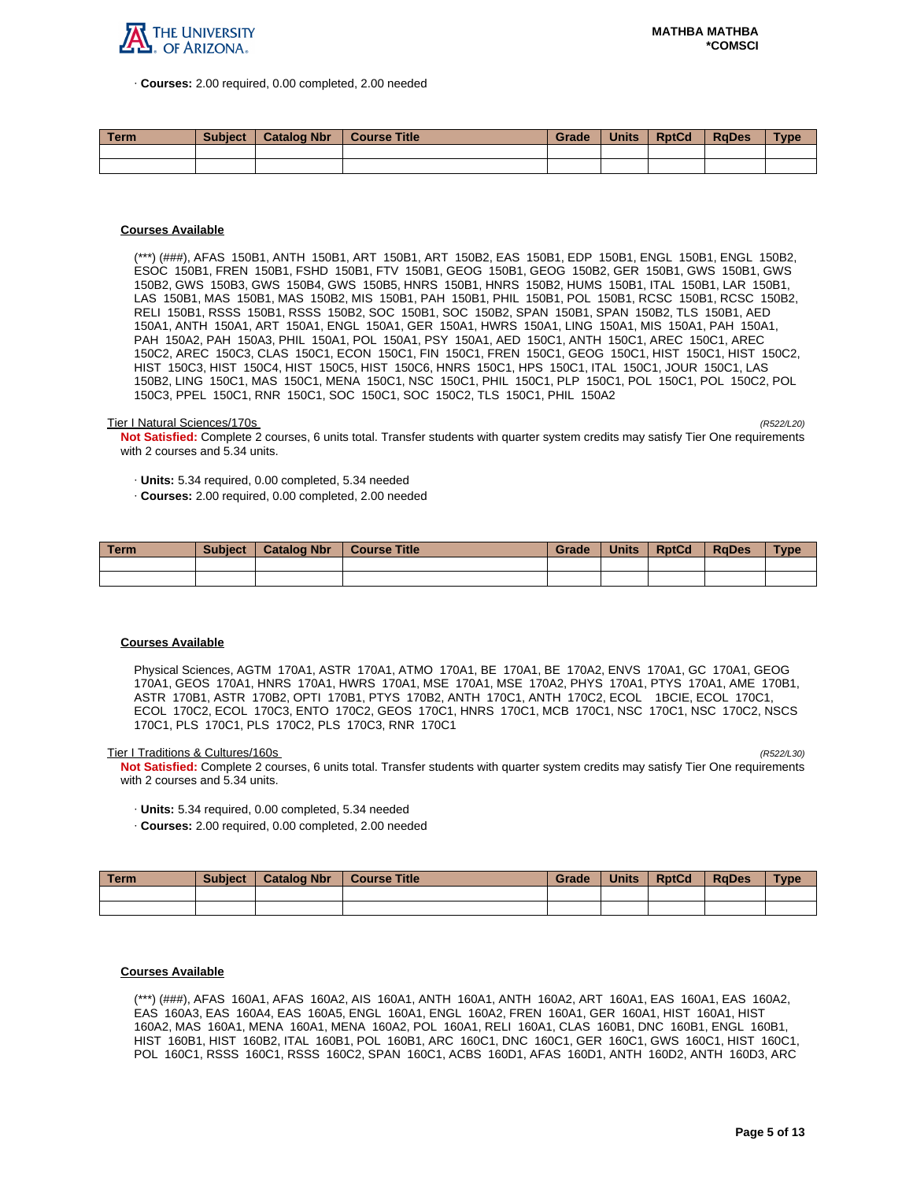· **Courses:** 2.00 required, 0.00 completed, 2.00 needed

| Term | Subject | Catalog Nbr | Course Title | Grade | Units | RptCd | RqDes | Type |
|---|---|---|---|---|---|---|---|---|
| | | | | | | | | |
| | | | | | | | | |

**Courses Available**

(***) (###), AFAS 150B1, ANTH 150B1, ART 150B1, ART 150B2, EAS 150B1, EDP 150B1, ENGL 150B1, ENGL 150B2, ESOC 150B1, FREN 150B1, FSHD 150B1, FTV 150B1, GEOG 150B1, GEOG 150B2, GER 150B1, GWS 150B1, GWS 150B2, GWS 150B3, GWS 150B4, GWS 150B5, HNRS 150B1, HNRS 150B2, HUMS 150B1, ITAL 150B1, LAR 150B1, LAS 150B1, MAS 150B1, MAS 150B2, MIS 150B1, PAH 150B1, PHIL 150B1, POL 150B1, RCSC 150B1, RCSC 150B2, RELI 150B1, RSSS 150B1, RSSS 150B2, SOC 150B1, SOC 150B2, SPAN 150B1, SPAN 150B2, TLS 150B1, AED 150A1, ANTH 150A1, ART 150A1, ENGL 150A1, GER 150A1, HWRS 150A1, LING 150A1, MIS 150A1, PAH 150A1, PAH 150A2, PAH 150A3, PHIL 150A1, POL 150A1, PSY 150A1, AED 150C1, ANTH 150C1, AREC 150C1, AREC 150C2, AREC 150C3, CLAS 150C1, ECON 150C1, FIN 150C1, FREN 150C1, GEOG 150C1, HIST 150C1, HIST 150C2, HIST 150C3, HIST 150C4, HIST 150C5, HIST 150C6, HNRS 150C1, HPS 150C1, ITAL 150C1, JOUR 150C1, LAS 150B2, LING 150C1, MAS 150C1, MENA 150C1, NSC 150C1, PHIL 150C1, PLP 150C1, POL 150C1, POL 150C2, POL 150C3, PPEL 150C1, RNR 150C1, SOC 150C1, SOC 150C2, TLS 150C1, PHIL 150A2

Tier I Natural Sciences/170s *(R522/L20)*

**Not Satisfied:** Complete 2 courses, 6 units total. Transfer students with quarter system credits may satisfy Tier One requirements with 2 courses and 5.34 units.

· **Units:** 5.34 required, 0.00 completed, 5.34 needed
· **Courses:** 2.00 required, 0.00 completed, 2.00 needed

| Term | Subject | Catalog Nbr | Course Title | Grade | Units | RptCd | RqDes | Type |
|---|---|---|---|---|---|---|---|---|
| | | | | | | | | |
| | | | | | | | | |

**Courses Available**

Physical Sciences, AGTM 170A1, ASTR 170A1, ATMO 170A1, BE 170A1, BE 170A2, ENVS 170A1, GC 170A1, GEOG 170A1, GEOS 170A1, HNRS 170A1, HWRS 170A1, MSE 170A1, MSE 170A2, PHYS 170A1, PTYS 170A1, AME 170B1, ASTR 170B1, ASTR 170B2, OPTI 170B1, PTYS 170B2, ANTH 170C1, ANTH 170C2, ECOL 1BCIE, ECOL 170C1, ECOL 170C2, ECOL 170C3, ENTO 170C2, GEOS 170C1, HNRS 170C1, MCB 170C1, NSC 170C1, NSC 170C2, NSCS 170C1, PLS 170C1, PLS 170C2, PLS 170C3, RNR 170C1

Tier I Traditions & Cultures/160s *(R522/L30)*

**Not Satisfied:** Complete 2 courses, 6 units total. Transfer students with quarter system credits may satisfy Tier One requirements with 2 courses and 5.34 units.

· **Units:** 5.34 required, 0.00 completed, 5.34 needed
· **Courses:** 2.00 required, 0.00 completed, 2.00 needed

| Term | Subject | Catalog Nbr | Course Title | Grade | Units | RptCd | RqDes | Type |
|---|---|---|---|---|---|---|---|---|
| | | | | | | | | |
| | | | | | | | | |

**Courses Available**

(***) (###), AFAS 160A1, AFAS 160A2, AIS 160A1, ANTH 160A1, ANTH 160A2, ART 160A1, EAS 160A1, EAS 160A2, EAS 160A3, EAS 160A4, EAS 160A5, ENGL 160A1, ENGL 160A2, FREN 160A1, GER 160A1, HIST 160A1, HIST 160A2, MAS 160A1, MENA 160A1, MENA 160A2, POL 160A1, RELI 160A1, CLAS 160B1, DNC 160B1, ENGL 160B1, HIST 160B1, HIST 160B2, ITAL 160B1, POL 160B1, ARC 160C1, DNC 160C1, GER 160C1, GWS 160C1, HIST 160C1, POL 160C1, RSSS 160C1, RSSS 160C2, SPAN 160C1, ACBS 160D1, AFAS 160D1, ANTH 160D2, ANTH 160D3, ARC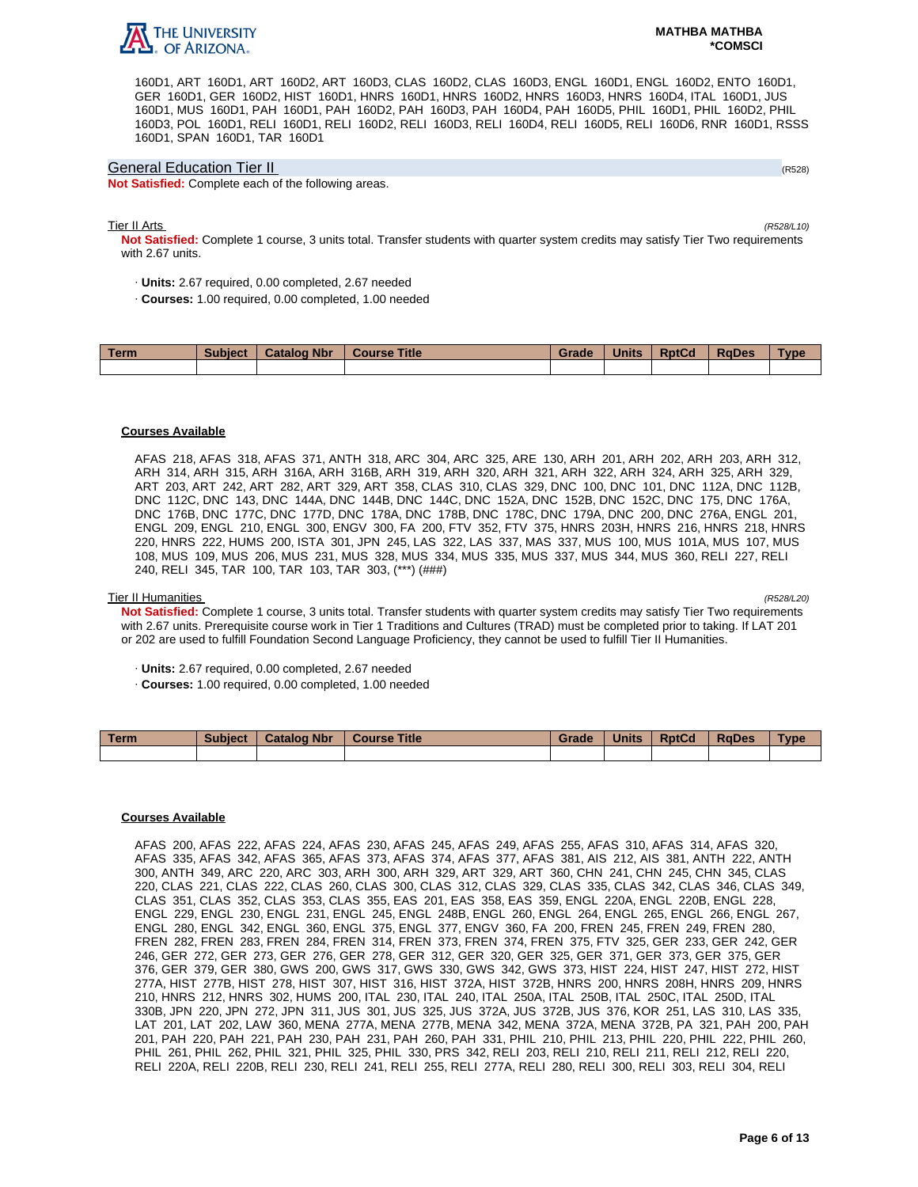160D1, ART 160D1, ART 160D2, ART 160D3, CLAS 160D2, CLAS 160D3, ENGL 160D1, ENGL 160D2, ENTO 160D1, GER 160D1, GER 160D2, HIST 160D1, HNRS 160D1, HNRS 160D2, HNRS 160D3, HNRS 160D4, ITAL 160D1, JUS 160D1, MUS 160D1, PAH 160D1, PAH 160D2, PAH 160D3, PAH 160D4, PAH 160D5, PHIL 160D1, PHIL 160D2, PHIL 160D3, POL 160D1, RELI 160D1, RELI 160D2, RELI 160D3, RELI 160D4, RELI 160D5, RELI 160D6, RNR 160D1, RSSS 160D1, SPAN 160D1, TAR 160D1

## General Education Tier II

(R528)

**Not Satisfied:** Complete each of the following areas.

### Tier II Arts

*(R528/L10)*

**Not Satisfied:** Complete 1 course, 3 units total. Transfer students with quarter system credits may satisfy Tier Two requirements with 2.67 units.

- **Units:** 2.67 required, 0.00 completed, 2.67 needed
- **Courses:** 1.00 required, 0.00 completed, 1.00 needed

| Term | Subject | Catalog Nbr | Course Title | Grade | Units | RptCd | RqDes | Type |
|---|---|---|---|---|---|---|---|---|
| | | | | | | | | |

**Courses Available**

AFAS 218, AFAS 318, AFAS 371, ANTH 318, ARC 304, ARC 325, ARE 130, ARH 201, ARH 202, ARH 203, ARH 312, ARH 314, ARH 315, ARH 316A, ARH 316B, ARH 319, ARH 320, ARH 321, ARH 322, ARH 324, ARH 325, ARH 329, ART 203, ART 242, ART 282, ART 329, ART 358, CLAS 310, CLAS 329, DNC 100, DNC 101, DNC 112A, DNC 112B, DNC 112C, DNC 143, DNC 144A, DNC 144B, DNC 144C, DNC 152A, DNC 152B, DNC 152C, DNC 175, DNC 176A, DNC 176B, DNC 177C, DNC 177D, DNC 178A, DNC 178B, DNC 178C, DNC 179A, DNC 200, DNC 276A, ENGL 201, ENGL 209, ENGL 210, ENGL 300, ENGV 300, FA 200, FTV 352, FTV 375, HNRS 203H, HNRS 216, HNRS 218, HNRS 220, HNRS 222, HUMS 200, ISTA 301, JPN 245, LAS 322, LAS 337, MAS 337, MUS 100, MUS 101A, MUS 107, MUS 108, MUS 109, MUS 206, MUS 231, MUS 328, MUS 334, MUS 335, MUS 337, MUS 344, MUS 360, RELI 227, RELI 240, RELI 345, TAR 100, TAR 103, TAR 303, (***) (###)

### Tier II Humanities

*(R528/L20)*

**Not Satisfied:** Complete 1 course, 3 units total. Transfer students with quarter system credits may satisfy Tier Two requirements with 2.67 units. Prerequisite course work in Tier 1 Traditions and Cultures (TRAD) must be completed prior to taking. If LAT 201 or 202 are used to fulfill Foundation Second Language Proficiency, they cannot be used to fulfill Tier II Humanities.

- **Units:** 2.67 required, 0.00 completed, 2.67 needed
- **Courses:** 1.00 required, 0.00 completed, 1.00 needed

| Term | Subject | Catalog Nbr | Course Title | Grade | Units | RptCd | RqDes | Type |
|---|---|---|---|---|---|---|---|---|
| | | | | | | | | |

**Courses Available**

AFAS 200, AFAS 222, AFAS 224, AFAS 230, AFAS 245, AFAS 249, AFAS 255, AFAS 310, AFAS 314, AFAS 320, AFAS 335, AFAS 342, AFAS 365, AFAS 373, AFAS 374, AFAS 377, AFAS 381, AIS 212, AIS 381, ANTH 222, ANTH 300, ANTH 349, ARC 220, ARC 303, ARH 300, ARH 329, ART 329, ART 360, CHN 241, CHN 245, CHN 345, CLAS 220, CLAS 221, CLAS 222, CLAS 260, CLAS 300, CLAS 312, CLAS 329, CLAS 335, CLAS 342, CLAS 346, CLAS 349, CLAS 351, CLAS 352, CLAS 353, CLAS 355, EAS 201, EAS 358, EAS 359, ENGL 220A, ENGL 220B, ENGL 228, ENGL 229, ENGL 230, ENGL 231, ENGL 245, ENGL 248B, ENGL 260, ENGL 264, ENGL 265, ENGL 266, ENGL 267, ENGL 280, ENGL 342, ENGL 360, ENGL 375, ENGL 377, ENGV 360, FA 200, FREN 245, FREN 249, FREN 280, FREN 282, FREN 283, FREN 284, FREN 314, FREN 373, FREN 374, FREN 375, FTV 325, GER 233, GER 242, GER 246, GER 272, GER 273, GER 276, GER 278, GER 312, GER 320, GER 325, GER 371, GER 373, GER 375, GER 376, GER 379, GER 380, GWS 200, GWS 317, GWS 330, GWS 342, GWS 373, HIST 224, HIST 247, HIST 272, HIST 277A, HIST 277B, HIST 278, HIST 307, HIST 316, HIST 372A, HIST 372B, HNRS 200, HNRS 208H, HNRS 209, HNRS 210, HNRS 212, HNRS 302, HUMS 200, ITAL 230, ITAL 240, ITAL 250A, ITAL 250B, ITAL 250C, ITAL 250D, ITAL 330B, JPN 220, JPN 272, JPN 311, JUS 301, JUS 325, JUS 372A, JUS 372B, JUS 376, KOR 251, LAS 310, LAS 335, LAT 201, LAT 202, LAW 360, MENA 277A, MENA 277B, MENA 342, MENA 372A, MENA 372B, PA 321, PAH 200, PAH 201, PAH 220, PAH 221, PAH 230, PAH 231, PAH 260, PAH 331, PHIL 210, PHIL 213, PHIL 220, PHIL 222, PHIL 260, PHIL 261, PHIL 262, PHIL 321, PHIL 325, PHIL 330, PRS 342, RELI 203, RELI 210, RELI 211, RELI 212, RELI 220, RELI 220A, RELI 220B, RELI 230, RELI 241, RELI 255, RELI 277A, RELI 280, RELI 300, RELI 303, RELI 304, RELI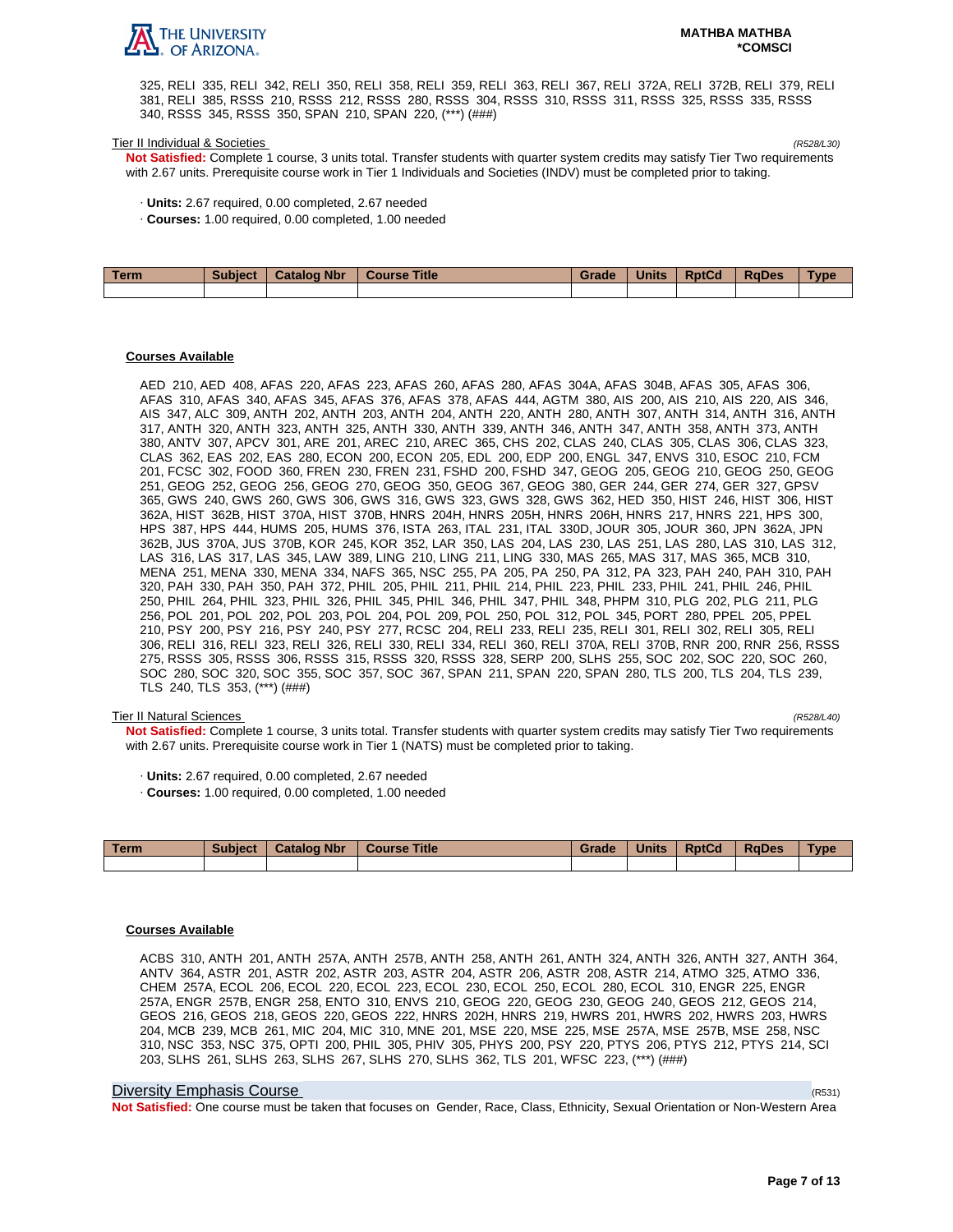325, RELI 335, RELI 342, RELI 350, RELI 358, RELI 359, RELI 363, RELI 367, RELI 372A, RELI 372B, RELI 379, RELI 381, RELI 385, RSSS 210, RSSS 212, RSSS 280, RSSS 304, RSSS 310, RSSS 311, RSSS 325, RSSS 335, RSSS 340, RSSS 345, RSSS 350, SPAN 210, SPAN 220, (***) (###)

Tier II Individual & Societies (R528/L30)

**Not Satisfied:** Complete 1 course, 3 units total. Transfer students with quarter system credits may satisfy Tier Two requirements with 2.67 units. Prerequisite course work in Tier 1 Individuals and Societies (INDV) must be completed prior to taking.

· **Units:** 2.67 required, 0.00 completed, 2.67 needed

· **Courses:** 1.00 required, 0.00 completed, 1.00 needed

| Term | Subject | Catalog Nbr | Course Title | Grade | Units | RptCd | RqDes | Type |
|---|---|---|---|---|---|---|---|---|
| | | | | | | | | |

**Courses Available**

AED 210, AED 408, AFAS 220, AFAS 223, AFAS 260, AFAS 280, AFAS 304A, AFAS 304B, AFAS 305, AFAS 306, AFAS 310, AFAS 340, AFAS 345, AFAS 376, AFAS 378, AFAS 444, AGTM 380, AIS 200, AIS 210, AIS 220, AIS 346, AIS 347, ALC 309, ANTH 202, ANTH 203, ANTH 204, ANTH 220, ANTH 280, ANTH 307, ANTH 314, ANTH 316, ANTH 317, ANTH 320, ANTH 323, ANTH 325, ANTH 330, ANTH 339, ANTH 346, ANTH 347, ANTH 358, ANTH 373, ANTH 380, ANTV 307, APCV 301, ARE 201, AREC 210, AREC 365, CHS 202, CLAS 240, CLAS 305, CLAS 306, CLAS 323, CLAS 362, EAS 202, EAS 280, ECON 200, ECON 205, EDL 200, EDP 200, ENGL 347, ENVS 310, ESOC 210, FCM 201, FCSC 302, FOOD 360, FREN 230, FREN 231, FSHD 200, FSHD 347, GEOG 205, GEOG 210, GEOG 250, GEOG 251, GEOG 252, GEOG 256, GEOG 270, GEOG 350, GEOG 367, GEOG 380, GER 244, GER 274, GER 327, GPSV 365, GWS 240, GWS 260, GWS 306, GWS 316, GWS 323, GWS 328, GWS 362, HED 350, HIST 246, HIST 306, HIST 362A, HIST 362B, HIST 370A, HIST 370B, HNRS 204H, HNRS 205H, HNRS 206H, HNRS 217, HNRS 221, HPS 300, HPS 387, HPS 444, HUMS 205, HUMS 376, ISTA 263, ITAL 231, ITAL 330D, JOUR 305, JOUR 360, JPN 362A, JPN 362B, JUS 370A, JUS 370B, KOR 245, KOR 352, LAR 350, LAS 204, LAS 230, LAS 251, LAS 280, LAS 310, LAS 312, LAS 316, LAS 317, LAS 345, LAW 389, LING 210, LING 211, LING 330, MAS 265, MAS 317, MAS 365, MCB 310, MENA 251, MENA 330, MENA 334, NAFS 365, NSC 255, PA 205, PA 250, PA 312, PA 323, PAH 240, PAH 310, PAH 320, PAH 330, PAH 350, PAH 372, PHIL 205, PHIL 211, PHIL 214, PHIL 223, PHIL 233, PHIL 241, PHIL 246, PHIL 250, PHIL 264, PHIL 323, PHIL 326, PHIL 345, PHIL 346, PHIL 347, PHIL 348, PHPM 310, PLG 202, PLG 211, PLG 256, POL 201, POL 202, POL 203, POL 204, POL 209, POL 250, POL 312, POL 345, PORT 280, PPEL 205, PPEL 210, PSY 200, PSY 216, PSY 240, PSY 277, RCSC 204, RELI 233, RELI 235, RELI 301, RELI 302, RELI 305, RELI 306, RELI 316, RELI 323, RELI 326, RELI 330, RELI 334, RELI 360, RELI 370A, RELI 370B, RNR 200, RNR 256, RSSS 275, RSSS 305, RSSS 306, RSSS 315, RSSS 320, RSSS 328, SERP 200, SLHS 255, SOC 202, SOC 220, SOC 260, SOC 280, SOC 320, SOC 355, SOC 357, SOC 367, SPAN 211, SPAN 220, SPAN 280, TLS 200, TLS 204, TLS 239, TLS 240, TLS 353, (***) (###)

Tier II Natural Sciences (R528/L40)

**Not Satisfied:** Complete 1 course, 3 units total. Transfer students with quarter system credits may satisfy Tier Two requirements with 2.67 units. Prerequisite course work in Tier 1 (NATS) must be completed prior to taking.

· **Units:** 2.67 required, 0.00 completed, 2.67 needed

· **Courses:** 1.00 required, 0.00 completed, 1.00 needed

| Term | Subject | Catalog Nbr | Course Title | Grade | Units | RptCd | RqDes | Type |
|---|---|---|---|---|---|---|---|---|
| | | | | | | | | |

**Courses Available**

ACBS 310, ANTH 201, ANTH 257A, ANTH 257B, ANTH 258, ANTH 261, ANTH 324, ANTH 326, ANTH 327, ANTH 364, ANTV 364, ASTR 201, ASTR 202, ASTR 203, ASTR 204, ASTR 206, ASTR 208, ASTR 214, ATMO 325, ATMO 336, CHEM 257A, ECOL 206, ECOL 220, ECOL 223, ECOL 230, ECOL 250, ECOL 280, ECOL 310, ENGR 225, ENGR 257A, ENGR 257B, ENGR 258, ENTO 310, ENVS 210, GEOG 220, GEOG 230, GEOG 240, GEOS 212, GEOS 214, GEOS 216, GEOS 218, GEOS 220, GEOS 222, HNRS 202H, HNRS 219, HWRS 201, HWRS 202, HWRS 203, HWRS 204, MCB 239, MCB 261, MIC 204, MIC 310, MNE 201, MSE 220, MSE 225, MSE 257A, MSE 257B, MSE 258, NSC 310, NSC 353, NSC 375, OPTI 200, PHIL 305, PHIV 305, PHYS 200, PSY 220, PTYS 206, PTYS 212, PTYS 214, SCI 203, SLHS 261, SLHS 263, SLHS 267, SLHS 270, SLHS 362, TLS 201, WFSC 223, (***) (###)

## Diversity Emphasis Course (R531)

**Not Satisfied:** One course must be taken that focuses on Gender, Race, Class, Ethnicity, Sexual Orientation or Non-Western Area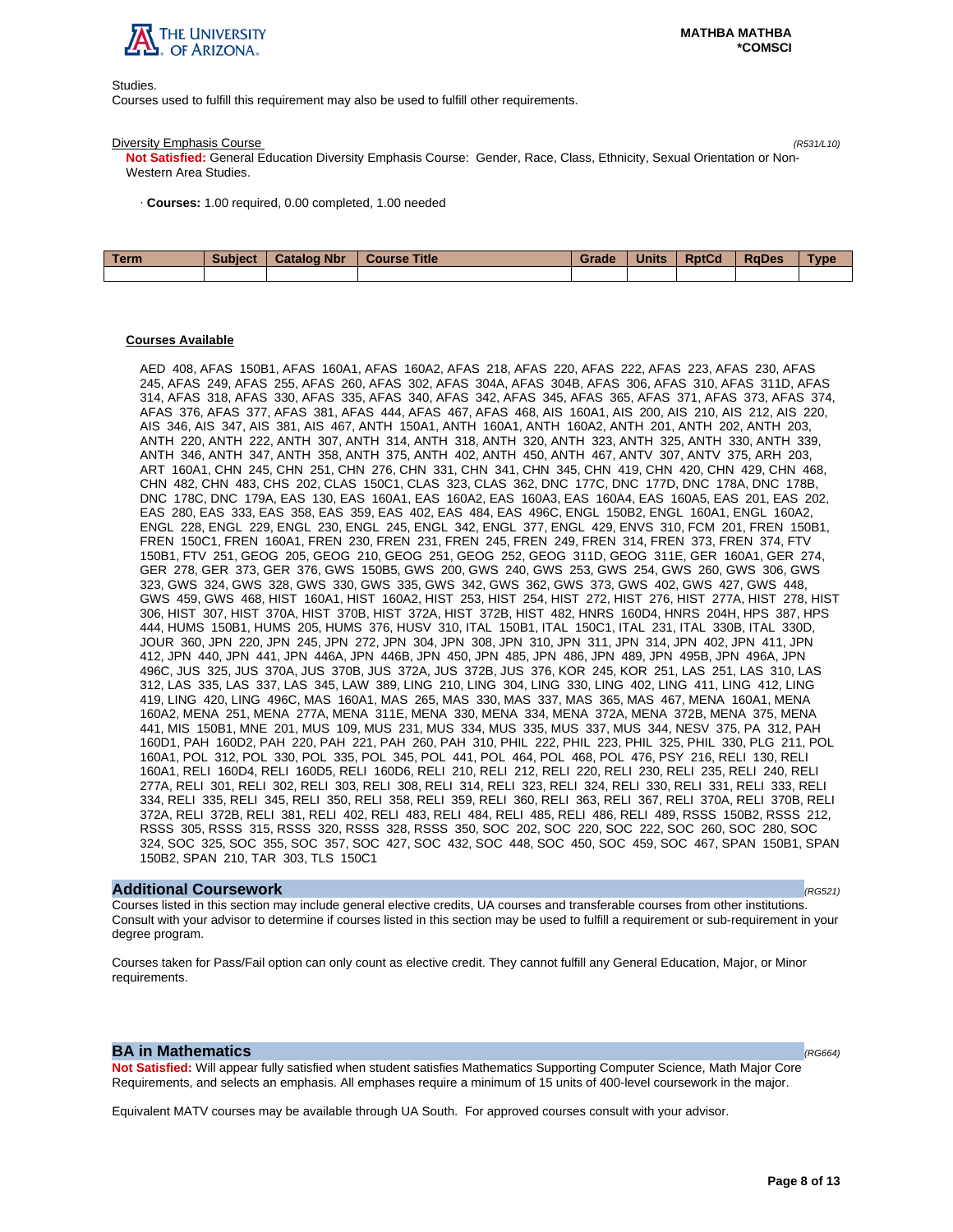Studies.
Courses used to fulfill this requirement may also be used to fulfill other requirements.

Diversity Emphasis Course *(R531/L10)*

**Not Satisfied:** General Education Diversity Emphasis Course: Gender, Race, Class, Ethnicity, Sexual Orientation or Non-Western Area Studies.

· **Courses:** 1.00 required, 0.00 completed, 1.00 needed

| Term | Subject | Catalog Nbr | Course Title | Grade | Units | RptCd | RqDes | Type |
|---|---|---|---|---|---|---|---|---|
| | | | | | | | | |

**Courses Available**

AED 408, AFAS 150B1, AFAS 160A1, AFAS 160A2, AFAS 218, AFAS 220, AFAS 222, AFAS 223, AFAS 230, AFAS 245, AFAS 249, AFAS 255, AFAS 260, AFAS 302, AFAS 304A, AFAS 304B, AFAS 306, AFAS 310, AFAS 311D, AFAS 314, AFAS 318, AFAS 330, AFAS 335, AFAS 340, AFAS 342, AFAS 345, AFAS 365, AFAS 371, AFAS 373, AFAS 374, AFAS 376, AFAS 377, AFAS 381, AFAS 444, AFAS 467, AFAS 468, AIS 160A1, AIS 200, AIS 210, AIS 212, AIS 220, AIS 346, AIS 347, AIS 381, AIS 467, ANTH 150A1, ANTH 160A1, ANTH 160A2, ANTH 201, ANTH 202, ANTH 203, ANTH 220, ANTH 222, ANTH 307, ANTH 314, ANTH 318, ANTH 320, ANTH 323, ANTH 325, ANTH 330, ANTH 339, ANTH 346, ANTH 347, ANTH 358, ANTH 375, ANTH 402, ANTH 450, ANTH 467, ANTV 307, ANTV 375, ARH 203, ART 160A1, CHN 245, CHN 251, CHN 276, CHN 331, CHN 341, CHN 345, CHN 419, CHN 420, CHN 429, CHN 468, CHN 482, CHN 483, CHS 202, CLAS 150C1, CLAS 323, CLAS 362, DNC 177C, DNC 177D, DNC 178A, DNC 178B, DNC 178C, DNC 179A, EAS 130, EAS 160A1, EAS 160A2, EAS 160A3, EAS 160A4, EAS 160A5, EAS 201, EAS 202, EAS 280, EAS 333, EAS 358, EAS 359, EAS 402, EAS 484, EAS 496C, ENGL 150B2, ENGL 160A1, ENGL 160A2, ENGL 228, ENGL 229, ENGL 230, ENGL 245, ENGL 342, ENGL 377, ENGL 429, ENVS 310, FCM 201, FREN 150B1, FREN 150C1, FREN 160A1, FREN 230, FREN 231, FREN 245, FREN 249, FREN 314, FREN 373, FREN 374, FTV 150B1, FTV 251, GEOG 205, GEOG 210, GEOG 251, GEOG 252, GEOG 311D, GEOG 311E, GER 160A1, GER 274, GER 278, GER 373, GER 376, GWS 150B5, GWS 200, GWS 240, GWS 253, GWS 254, GWS 260, GWS 306, GWS 323, GWS 324, GWS 328, GWS 330, GWS 335, GWS 342, GWS 362, GWS 373, GWS 402, GWS 427, GWS 448, GWS 459, GWS 468, HIST 160A1, HIST 160A2, HIST 253, HIST 254, HIST 272, HIST 276, HIST 277A, HIST 278, HIST 306, HIST 307, HIST 370A, HIST 370B, HIST 372A, HIST 372B, HIST 482, HNRS 160D4, HNRS 204H, HPS 387, HPS 444, HUMS 150B1, HUMS 205, HUMS 376, HUSV 310, ITAL 150B1, ITAL 150C1, ITAL 231, ITAL 330B, ITAL 330D, JOUR 360, JPN 220, JPN 245, JPN 272, JPN 304, JPN 308, JPN 310, JPN 311, JPN 314, JPN 402, JPN 411, JPN 412, JPN 440, JPN 441, JPN 446A, JPN 446B, JPN 450, JPN 485, JPN 486, JPN 489, JPN 495B, JPN 496A, JPN 496C, JUS 325, JUS 370A, JUS 370B, JUS 372A, JUS 372B, JUS 376, KOR 245, KOR 251, LAS 251, LAS 310, LAS 312, LAS 335, LAS 337, LAS 345, LAW 389, LING 210, LING 304, LING 330, LING 402, LING 411, LING 412, LING 419, LING 420, LING 496C, MAS 160A1, MAS 265, MAS 330, MAS 337, MAS 365, MAS 467, MENA 160A1, MENA 160A2, MENA 251, MENA 277A, MENA 311E, MENA 330, MENA 334, MENA 372A, MENA 372B, MENA 375, MENA 441, MIS 150B1, MNE 201, MUS 109, MUS 231, MUS 334, MUS 335, MUS 337, MUS 344, NESV 375, PA 312, PAH 160D1, PAH 160D2, PAH 220, PAH 221, PAH 260, PAH 310, PHIL 222, PHIL 223, PHIL 325, PHIL 330, PLG 211, POL 160A1, POL 312, POL 330, POL 335, POL 345, POL 441, POL 464, POL 468, POL 476, PSY 216, RELI 130, RELI 160A1, RELI 160D4, RELI 160D5, RELI 160D6, RELI 210, RELI 212, RELI 220, RELI 230, RELI 235, RELI 240, RELI 277A, RELI 301, RELI 302, RELI 303, RELI 308, RELI 314, RELI 323, RELI 324, RELI 330, RELI 331, RELI 333, RELI 334, RELI 335, RELI 345, RELI 350, RELI 358, RELI 359, RELI 360, RELI 363, RELI 367, RELI 370A, RELI 370B, RELI 372A, RELI 372B, RELI 381, RELI 402, RELI 483, RELI 484, RELI 485, RELI 486, RELI 489, RSSS 150B2, RSSS 212, RSSS 305, RSSS 315, RSSS 320, RSSS 328, RSSS 350, SOC 202, SOC 220, SOC 222, SOC 260, SOC 280, SOC 324, SOC 325, SOC 355, SOC 357, SOC 427, SOC 432, SOC 448, SOC 450, SOC 459, SOC 467, SPAN 150B1, SPAN 150B2, SPAN 210, TAR 303, TLS 150C1

## Additional Coursework *(RG521)*

Courses listed in this section may include general elective credits, UA courses and transferable courses from other institutions. Consult with your advisor to determine if courses listed in this section may be used to fulfill a requirement or sub-requirement in your degree program.

Courses taken for Pass/Fail option can only count as elective credit. They cannot fulfill any General Education, Major, or Minor requirements.

## BA in Mathematics *(RG664)*

**Not Satisfied:** Will appear fully satisfied when student satisfies Mathematics Supporting Computer Science, Math Major Core Requirements, and selects an emphasis. All emphases require a minimum of 15 units of 400-level coursework in the major.

Equivalent MATV courses may be available through UA South. For approved courses consult with your advisor.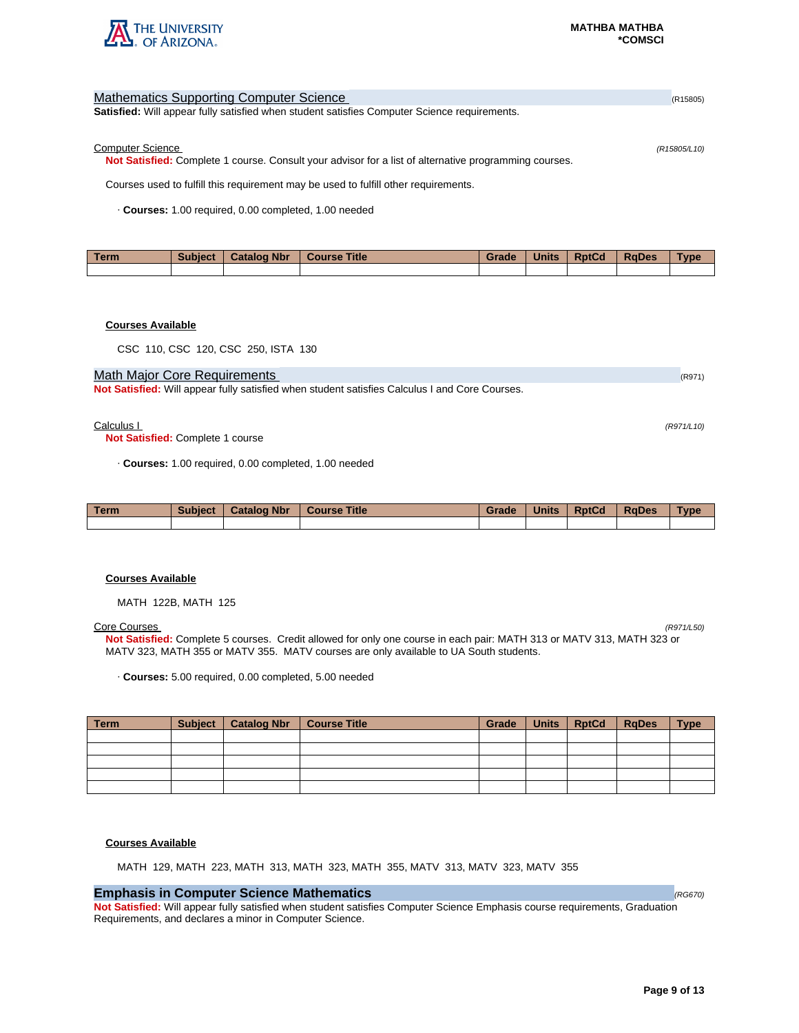## Mathematics Supporting Computer Science

(R15805)

**Satisfied:** Will appear fully satisfied when student satisfies Computer Science requirements.

### Computer Science

*(R15805/L10)*

**Not Satisfied:** Complete 1 course. Consult your advisor for a list of alternative programming courses.

Courses used to fulfill this requirement may be used to fulfill other requirements.

· **Courses:** 1.00 required, 0.00 completed, 1.00 needed

| Term | Subject | Catalog Nbr | Course Title | Grade | Units | RptCd | RqDes | Type |
|---|---|---|---|---|---|---|---|---|
| | | | | | | | | |

**Courses Available**

CSC 110, CSC 120, CSC 250, ISTA 130

## Math Major Core Requirements

(R971)

**Not Satisfied:** Will appear fully satisfied when student satisfies Calculus I and Core Courses.

### Calculus I

*(R971/L10)*

**Not Satisfied:** Complete 1 course

· **Courses:** 1.00 required, 0.00 completed, 1.00 needed

| Term | Subject | Catalog Nbr | Course Title | Grade | Units | RptCd | RqDes | Type |
|---|---|---|---|---|---|---|---|---|
| | | | | | | | | |

**Courses Available**

MATH 122B, MATH 125

### Core Courses

*(R971/L50)*

**Not Satisfied:** Complete 5 courses. Credit allowed for only one course in each pair: MATH 313 or MATV 313, MATH 323 or MATV 323, MATH 355 or MATV 355. MATV courses are only available to UA South students.

· **Courses:** 5.00 required, 0.00 completed, 5.00 needed

| Term | Subject | Catalog Nbr | Course Title | Grade | Units | RptCd | RqDes | Type |
|---|---|---|---|---|---|---|---|---|
| | | | | | | | | |
| | | | | | | | | |
| | | | | | | | | |
| | | | | | | | | |
| | | | | | | | | |

**Courses Available**

MATH 129, MATH 223, MATH 313, MATH 323, MATH 355, MATV 313, MATV 323, MATV 355

## Emphasis in Computer Science Mathematics

*(RG670)*

**Not Satisfied:** Will appear fully satisfied when student satisfies Computer Science Emphasis course requirements, Graduation Requirements, and declares a minor in Computer Science.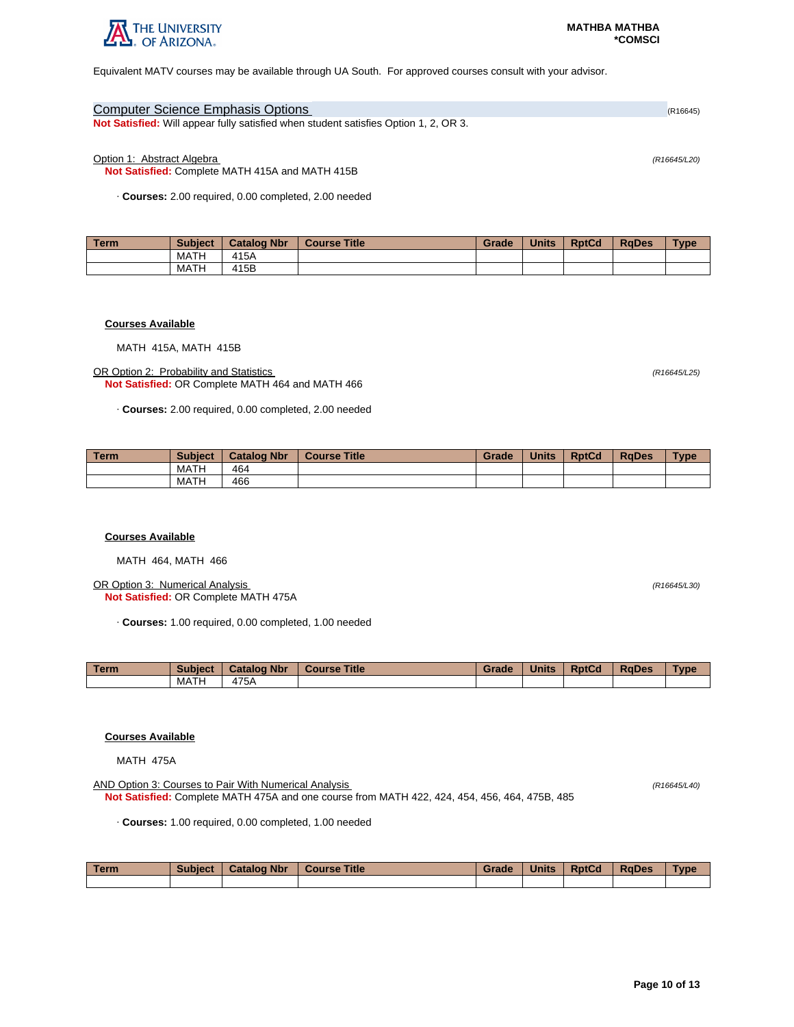Equivalent MATV courses may be available through UA South. For approved courses consult with your advisor.

## Computer Science Emphasis Options (R16645)

**Not Satisfied:** Will appear fully satisfied when student satisfies Option 1, 2, OR 3.

### Option 1: Abstract Algebra *(R16645/L20)*

**Not Satisfied:** Complete MATH 415A and MATH 415B

· **Courses:** 2.00 required, 0.00 completed, 2.00 needed

| Term | Subject | Catalog Nbr | Course Title | Grade | Units | RptCd | RqDes | Type |
|---|---|---|---|---|---|---|---|---|
| | MATH | 415A | | | | | | |
| | MATH | 415B | | | | | | |

**Courses Available**

MATH 415A, MATH 415B

### OR Option 2: Probability and Statistics *(R16645/L25)*

**Not Satisfied:** OR Complete MATH 464 and MATH 466

· **Courses:** 2.00 required, 0.00 completed, 2.00 needed

| Term | Subject | Catalog Nbr | Course Title | Grade | Units | RptCd | RqDes | Type |
|---|---|---|---|---|---|---|---|---|
| | MATH | 464 | | | | | | |
| | MATH | 466 | | | | | | |

**Courses Available**

MATH 464, MATH 466

### OR Option 3: Numerical Analysis *(R16645/L30)*

**Not Satisfied:** OR Complete MATH 475A

· **Courses:** 1.00 required, 0.00 completed, 1.00 needed

| Term | Subject | Catalog Nbr | Course Title | Grade | Units | RptCd | RqDes | Type |
|---|---|---|---|---|---|---|---|---|
| | MATH | 475A | | | | | | |

**Courses Available**

MATH 475A

### AND Option 3: Courses to Pair With Numerical Analysis *(R16645/L40)*

**Not Satisfied:** Complete MATH 475A and one course from MATH 422, 424, 454, 456, 464, 475B, 485

· **Courses:** 1.00 required, 0.00 completed, 1.00 needed

| Term | Subject | Catalog Nbr | Course Title | Grade | Units | RptCd | RqDes | Type |
|---|---|---|---|---|---|---|---|---|
| | | | | | | | | |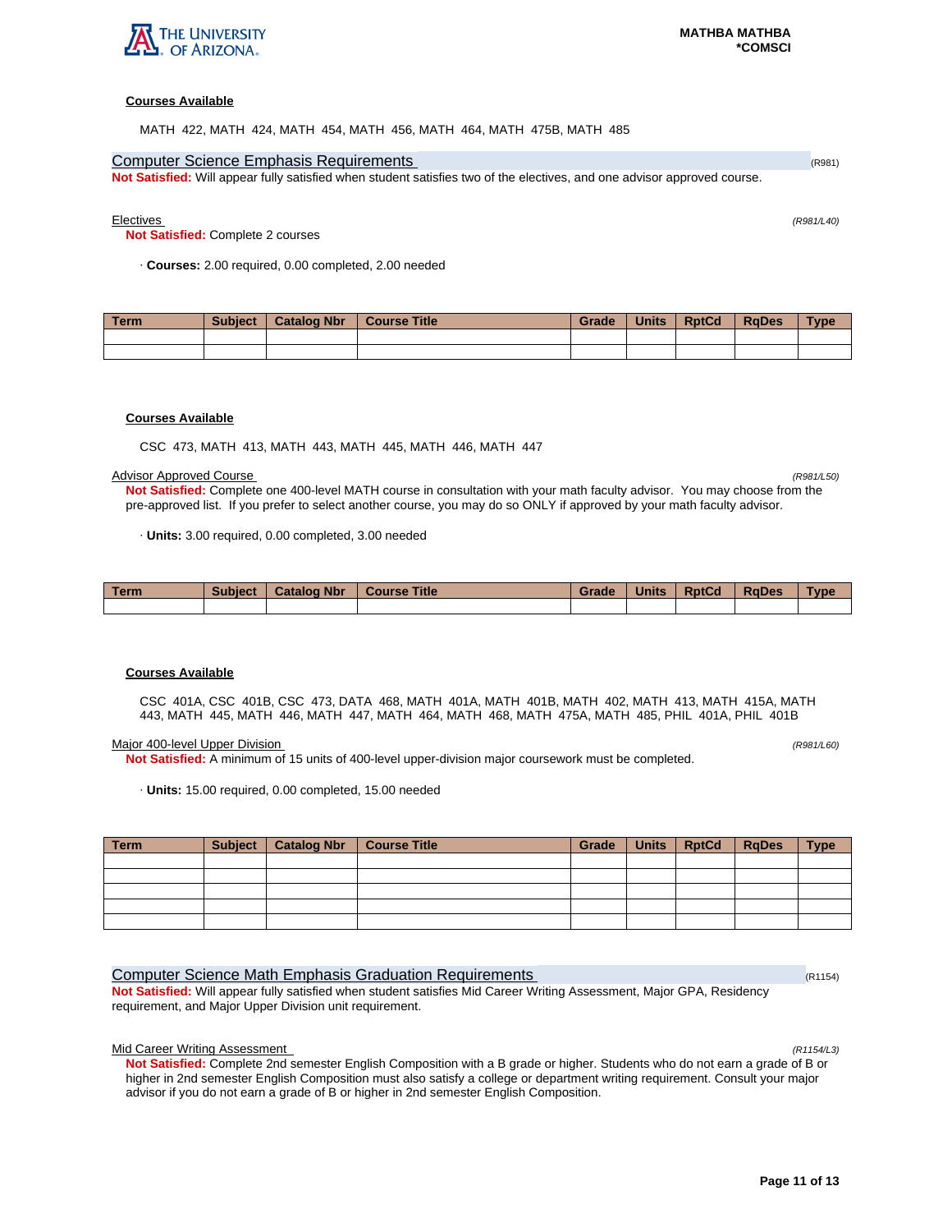**Courses Available**

MATH 422, MATH 424, MATH 454, MATH 456, MATH 464, MATH 475B, MATH 485

## Computer Science Emphasis Requirements (R981)

**Not Satisfied:** Will appear fully satisfied when student satisfies two of the electives, and one advisor approved course.

### Electives (R981/L40)

**Not Satisfied:** Complete 2 courses

· **Courses:** 2.00 required, 0.00 completed, 2.00 needed

| Term | Subject | Catalog Nbr | Course Title | Grade | Units | RptCd | RqDes | Type |
|---|---|---|---|---|---|---|---|---|
| | | | | | | | | |
| | | | | | | | | |

**Courses Available**

CSC 473, MATH 413, MATH 443, MATH 445, MATH 446, MATH 447

### Advisor Approved Course (R981/L50)

**Not Satisfied:** Complete one 400-level MATH course in consultation with your math faculty advisor. You may choose from the pre-approved list. If you prefer to select another course, you may do so ONLY if approved by your math faculty advisor.

· **Units:** 3.00 required, 0.00 completed, 3.00 needed

| Term | Subject | Catalog Nbr | Course Title | Grade | Units | RptCd | RqDes | Type |
|---|---|---|---|---|---|---|---|---|
| | | | | | | | | |

**Courses Available**

CSC 401A, CSC 401B, CSC 473, DATA 468, MATH 401A, MATH 401B, MATH 402, MATH 413, MATH 415A, MATH 443, MATH 445, MATH 446, MATH 447, MATH 464, MATH 468, MATH 475A, MATH 485, PHIL 401A, PHIL 401B

### Major 400-level Upper Division (R981/L60)

**Not Satisfied:** A minimum of 15 units of 400-level upper-division major coursework must be completed.

· **Units:** 15.00 required, 0.00 completed, 15.00 needed

| Term | Subject | Catalog Nbr | Course Title | Grade | Units | RptCd | RqDes | Type |
|---|---|---|---|---|---|---|---|---|
| | | | | | | | | |
| | | | | | | | | |
| | | | | | | | | |
| | | | | | | | | |
| | | | | | | | | |

## Computer Science Math Emphasis Graduation Requirements (R1154)

**Not Satisfied:** Will appear fully satisfied when student satisfies Mid Career Writing Assessment, Major GPA, Residency requirement, and Major Upper Division unit requirement.

### Mid Career Writing Assessment (R1154/L3)

**Not Satisfied:** Complete 2nd semester English Composition with a B grade or higher. Students who do not earn a grade of B or higher in 2nd semester English Composition must also satisfy a college or department writing requirement. Consult your major advisor if you do not earn a grade of B or higher in 2nd semester English Composition.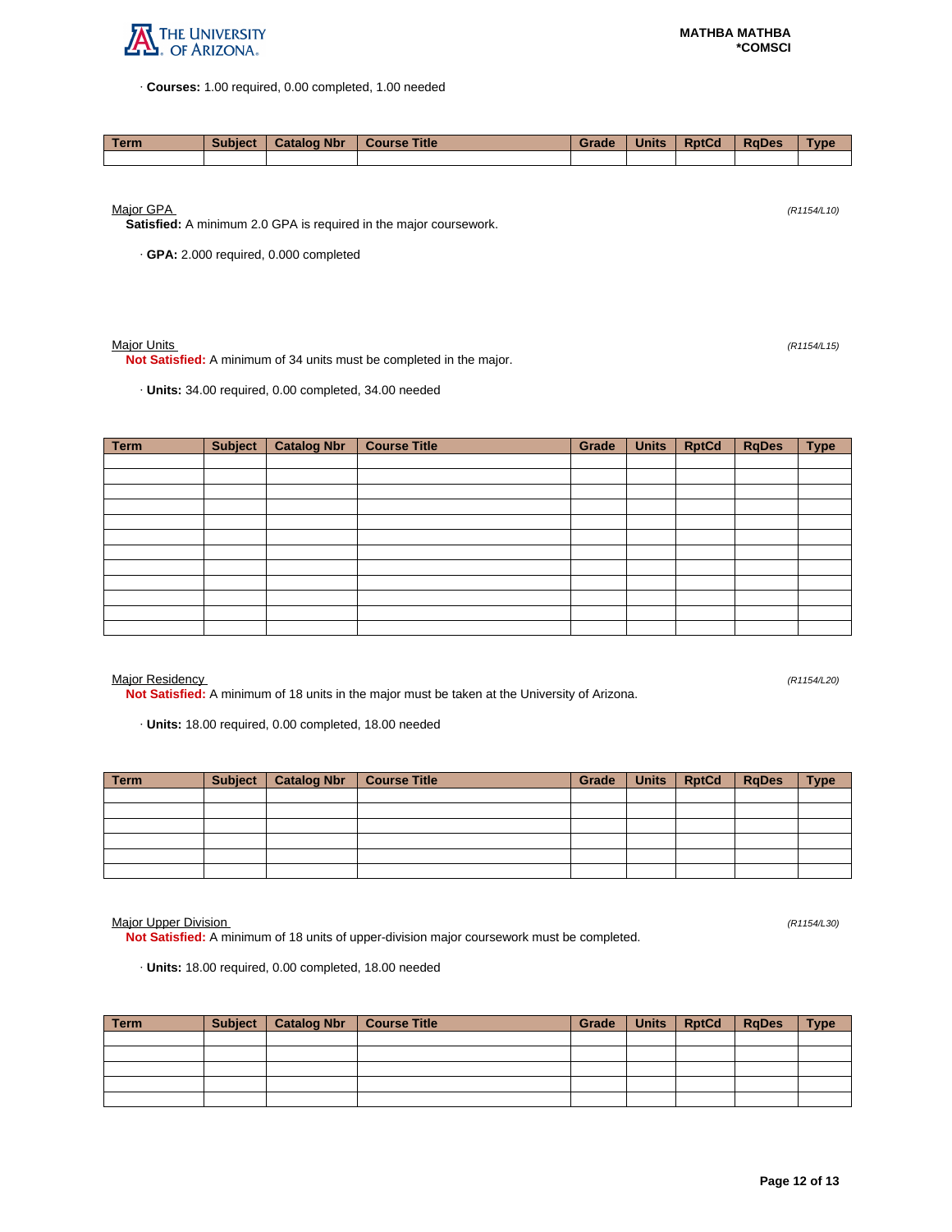· **Courses:** 1.00 required, 0.00 completed, 1.00 needed

| Term | Subject | Catalog Nbr | Course Title | Grade | Units | RptCd | RqDes | Type |
|---|---|---|---|---|---|---|---|---|
| | | | | | | | | |

Major GPA *(R1154/L10)*

**Satisfied:** A minimum 2.0 GPA is required in the major coursework.

· **GPA:** 2.000 required, 0.000 completed

Major Units *(R1154/L15)*

**Not Satisfied:** A minimum of 34 units must be completed in the major.

· **Units:** 34.00 required, 0.00 completed, 34.00 needed

| Term | Subject | Catalog Nbr | Course Title | Grade | Units | RptCd | RqDes | Type |
|---|---|---|---|---|---|---|---|---|
| | | | | | | | | |
| | | | | | | | | |
| | | | | | | | | |
| | | | | | | | | |
| | | | | | | | | |
| | | | | | | | | |
| | | | | | | | | |
| | | | | | | | | |
| | | | | | | | | |
| | | | | | | | | |
| | | | | | | | | |
| | | | | | | | | |

Major Residency *(R1154/L20)*

**Not Satisfied:** A minimum of 18 units in the major must be taken at the University of Arizona.

· **Units:** 18.00 required, 0.00 completed, 18.00 needed

| Term | Subject | Catalog Nbr | Course Title | Grade | Units | RptCd | RqDes | Type |
|---|---|---|---|---|---|---|---|---|
| | | | | | | | | |
| | | | | | | | | |
| | | | | | | | | |
| | | | | | | | | |
| | | | | | | | | |
| | | | | | | | | |

Major Upper Division *(R1154/L30)*

**Not Satisfied:** A minimum of 18 units of upper-division major coursework must be completed.

· **Units:** 18.00 required, 0.00 completed, 18.00 needed

| Term | Subject | Catalog Nbr | Course Title | Grade | Units | RptCd | RqDes | Type |
|---|---|---|---|---|---|---|---|---|
| | | | | | | | | |
| | | | | | | | | |
| | | | | | | | | |
| | | | | | | | | |
| | | | | | | | | |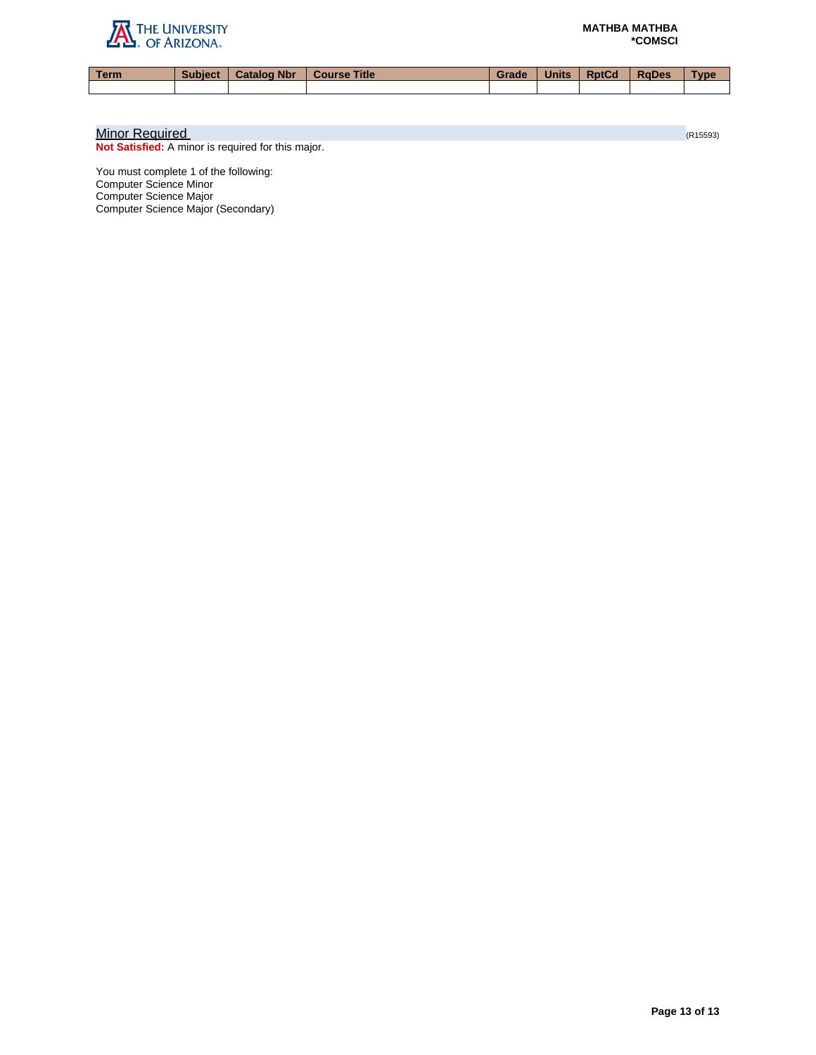| Term | Subject | Catalog Nbr | Course Title | Grade | Units | RptCd | RqDes | Type |
|---|---|---|---|---|---|---|---|---|
| | | | | | | | | |

## Minor Required

(R15593)

**Not Satisfied:** A minor is required for this major.

You must complete 1 of the following:
Computer Science Minor
Computer Science Major
Computer Science Major (Secondary)